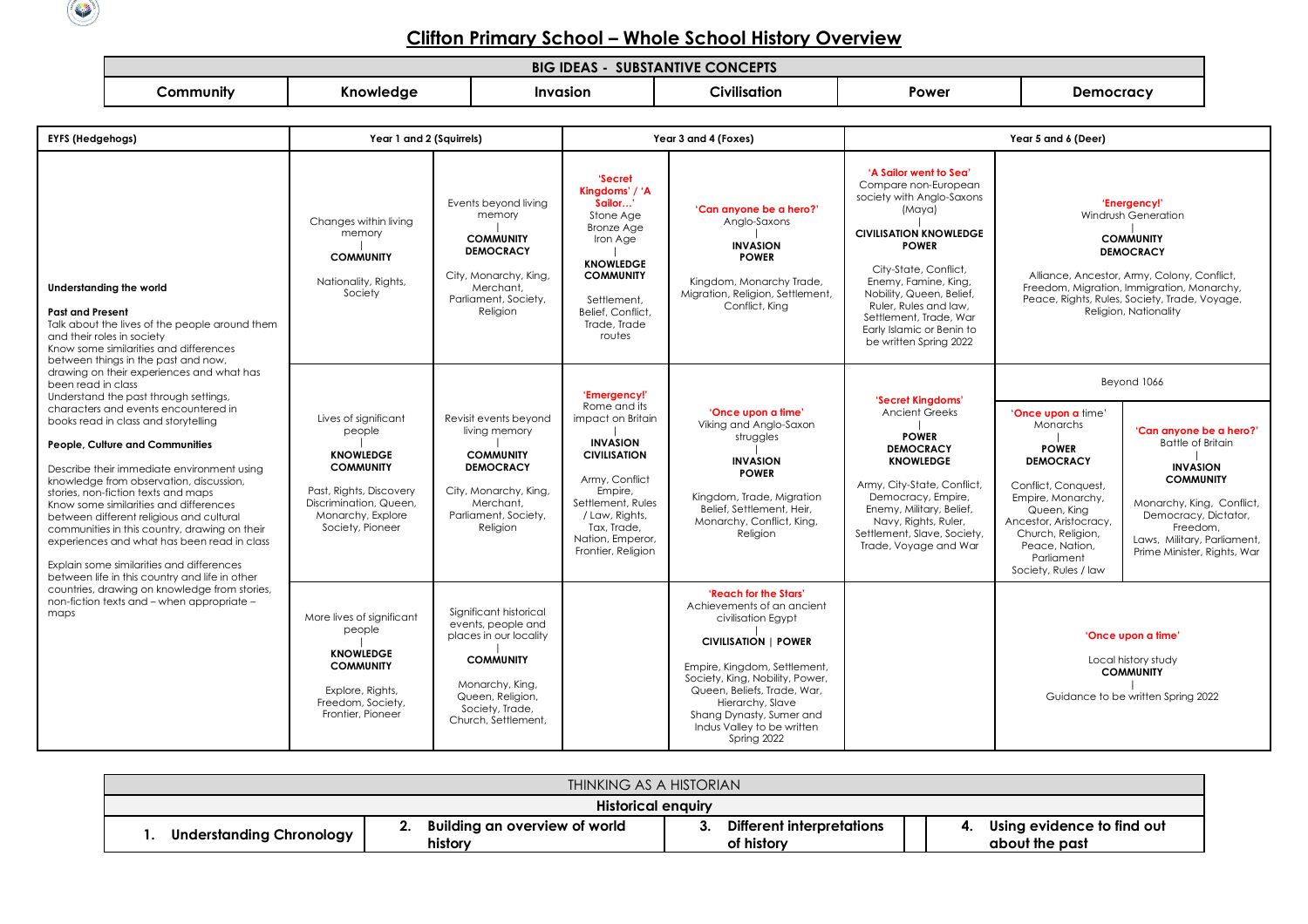# Clifton Primary School – Whole School History Overview

| BIG IDEAS - SUBSTANTIVE CONCEPTS | | | | | |
|---|---|---|---|---|---|
| Community | Knowledge | Invasion | Civilisation | Power | Democracy |

| EYFS (Hedgehogs) | Year 1 and 2 (Squirrels) | | Year 3 and 4 (Foxes) | | Year 5 and 6 (Deer) | |
|---|---|---|---|---|---|---|
| **Understanding the world**<br><br>**Past and Present**<br>Talk about the lives of the people around them and their roles in society<br>Know some similarities and differences between things in the past and now, drawing on their experiences and what has been read in class<br>Understand the past through settings, characters and events encountered in books read in class and storytelling<br><br>**People, Culture and Communities**<br><br>Describe their immediate environment using knowledge from observation, discussion, stories, non-fiction texts and maps<br>Know some similarities and differences between different religious and cultural communities in this country, drawing on their experiences and what has been read in class<br><br>Explain some similarities and differences between life in this country and life in other countries, drawing on knowledge from stories, non-fiction texts and – when appropriate – maps | Changes within living memory<br>\|<br>**COMMUNITY**<br><br>Nationality, Rights, Society | Events beyond living memory<br>\|<br>**COMMUNITY**<br>**DEMOCRACY**<br><br>City, Monarchy, King, Merchant, Parliament, Society, Religion | 'Secret Kingdoms' / 'A Sailor…'<br>Stone Age<br>Bronze Age<br>Iron Age<br>\|<br>**KNOWLEDGE**<br>**COMMUNITY**<br><br>Settlement, Belief, Conflict, Trade, Trade routes | 'Can anyone be a hero?'<br>Anglo-Saxons<br>\|<br>**INVASION**<br>**POWER**<br><br>Kingdom, Monarchy Trade, Migration, Religion, Settlement, Conflict, King | 'A Sailor went to Sea'<br>Compare non-European society with Anglo-Saxons (Maya)<br>\|<br>**CIVILISATION KNOWLEDGE**<br>**POWER**<br><br>City-State, Conflict, Enemy, Famine, King, Nobility, Queen, Belief, Ruler, Rules and law, Settlement, Trade, War<br>Early Islamic or Benin to be written Spring 2022 | 'Energency!'<br>Windrush Generation<br>\|<br>**COMMUNITY**<br>**DEMOCRACY**<br><br>Alliance, Ancestor, Army, Colony, Conflict, Freedom, Migration, Immigration, Monarchy, Peace, Rights, Rules, Society, Trade, Voyage, Religion, Nationality | |
| | Lives of significant people<br>\|<br>**KNOWLEDGE**<br>**COMMUNITY**<br><br>Past, Rights, Discovery Discrimination, Queen, Monarchy, Explore Society, Pioneer | Revisit events beyond living memory<br>\|<br>**COMMUNITY**<br>**DEMOCRACY**<br><br>City, Monarchy, King, Merchant, Parliament, Society, Religion | 'Emergency!'<br>Rome and its impact on Britain<br>\|<br>**INVASION**<br>**CIVILISATION**<br><br>Army, Conflict Empire, Settlement, Rules / Law, Rights, Tax, Trade, Nation, Emperor, Frontier, Religion | 'Once upon a time'<br>Viking and Anglo-Saxon struggles<br>\|<br>**INVASION**<br>**POWER**<br><br>Kingdom, Trade, Migration Belief, Settlement, Heir, Monarchy, Conflict, King, Religion | 'Secret Kingdoms'<br>Ancient Greeks<br>\|<br>**POWER**<br>**DEMOCRACY**<br>**KNOWLEDGE**<br><br>Army, City-State, Conflict, Democracy, Empire, Enemy, Military, Belief, Navy, Rights, Ruler, Settlement, Slave, Society, Trade, Voyage and War | Beyond 1066<br><br>'Once upon a time'<br>Monarchs<br>\|<br>**POWER**<br>**DEMOCRACY**<br><br>Conflict, Conquest, Empire, Monarchy, Queen, King Ancestor, Aristocracy, Church, Religion, Peace, Nation, Parliament Society, Rules / law | 'Can anyone be a hero?'<br>Battle of Britain<br>\|<br>**INVASION**<br>**COMMUNITY**<br><br>Monarchy, King, Conflict, Democracy, Dictator, Freedom, Laws, Military, Parliament, Prime Minister, Rights, War |
| | More lives of significant people<br>\|<br>**KNOWLEDGE**<br>**COMMUNITY**<br><br>Explore, Rights, Freedom, Society, Frontier, Pioneer | Significant historical events, people and places in our locality<br>\|<br>**COMMUNITY**<br><br>Monarchy, King, Queen, Religion, Society, Trade, Church, Settlement, | | 'Reach for the Stars'<br>Achievements of an ancient civilisation Egypt<br>\|<br>**CIVILISATION \| POWER**<br><br>Empire, Kingdom, Settlement, Society, King, Nobility, Power, Queen, Beliefs, Trade, War, Hierarchy, Slave<br>Shang Dynasty, Sumer and Indus Valley to be written Spring 2022 | | 'Once upon a time'<br><br>Local history study<br>**COMMUNITY**<br>\|<br>Guidance to be written Spring 2022 | |

| THINKING AS A HISTORIAN | | | |
|---|---|---|---|
| **Historical enquiry** | | | |
| **1. Understanding Chronology** | **2. Building an overview of world history** | **3. Different interpretations of history** | **4. Using evidence to find out about the past** |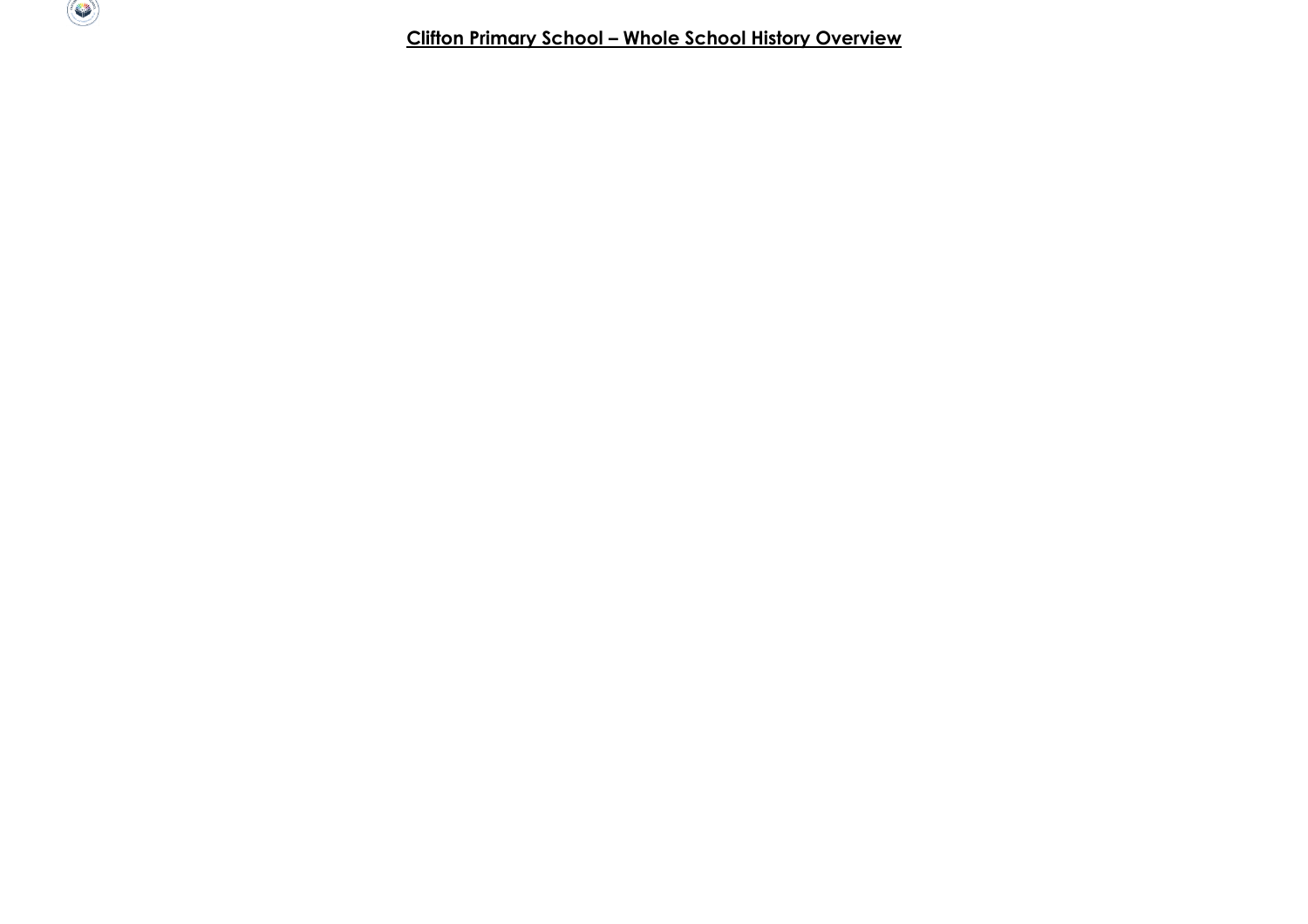# Clifton Primary School – Whole School History Overview